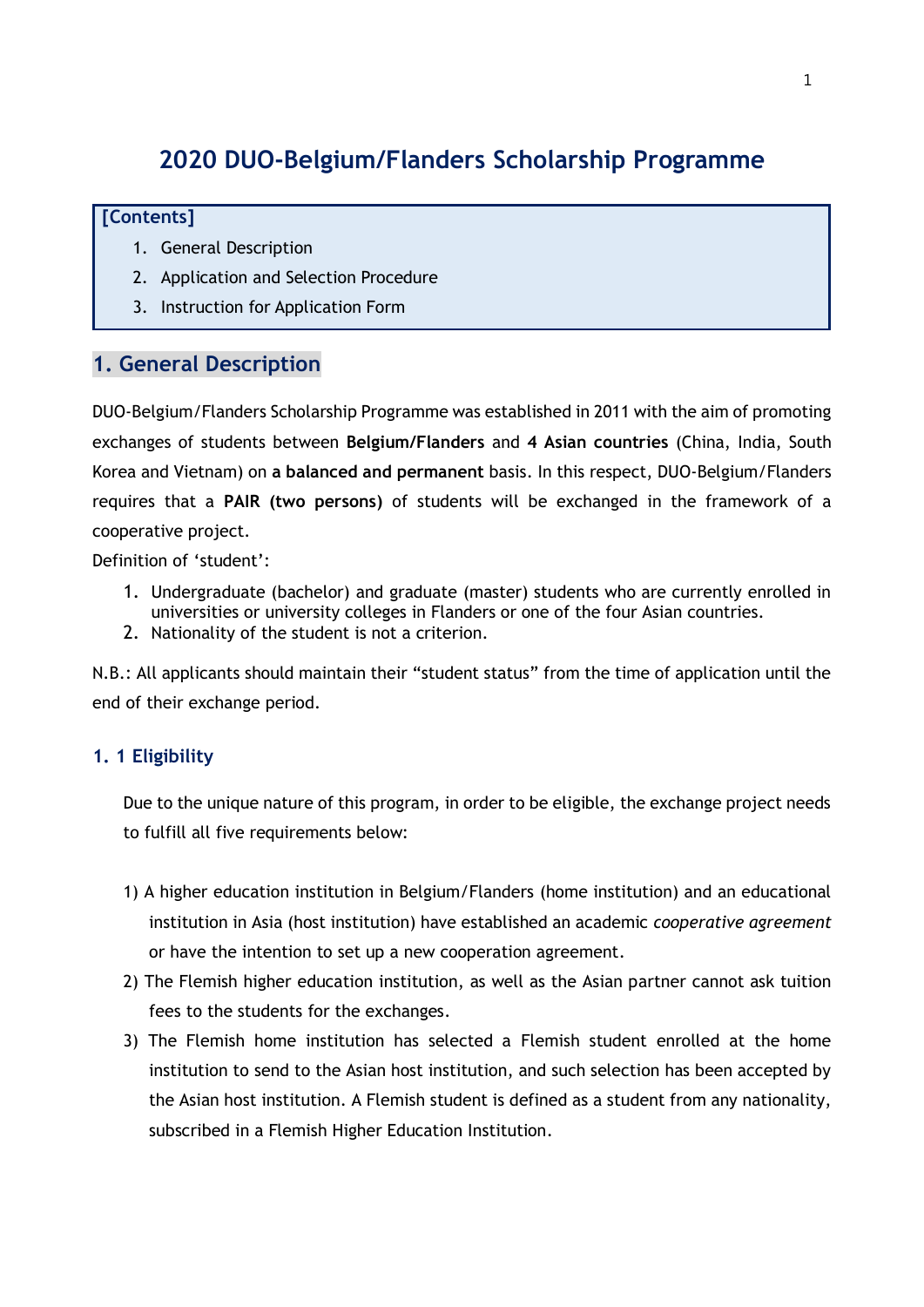# 2020 DUO-Belgium/Flanders Scholarship Programme

**[Contents]**

1. General Description
2. Application and Selection Procedure
3. Instruction for Application Form

## 1. General Description

DUO-Belgium/Flanders Scholarship Programme was established in 2011 with the aim of promoting exchanges of students between **Belgium/Flanders** and **4 Asian countries** (China, India, South Korea and Vietnam) on **a balanced and permanent** basis. In this respect, DUO-Belgium/Flanders requires that a **PAIR (two persons)** of students will be exchanged in the framework of a cooperative project.

Definition of 'student':

1. Undergraduate (bachelor) and graduate (master) students who are currently enrolled in universities or university colleges in Flanders or one of the four Asian countries.
2. Nationality of the student is not a criterion.

N.B.: All applicants should maintain their "student status" from the time of application until the end of their exchange period.

### 1. 1 Eligibility

Due to the unique nature of this program, in order to be eligible, the exchange project needs to fulfill all five requirements below:

1) A higher education institution in Belgium/Flanders (home institution) and an educational institution in Asia (host institution) have established an academic *cooperative agreement* or have the intention to set up a new cooperation agreement.
2) The Flemish higher education institution, as well as the Asian partner cannot ask tuition fees to the students for the exchanges.
3) The Flemish home institution has selected a Flemish student enrolled at the home institution to send to the Asian host institution, and such selection has been accepted by the Asian host institution. A Flemish student is defined as a student from any nationality, subscribed in a Flemish Higher Education Institution.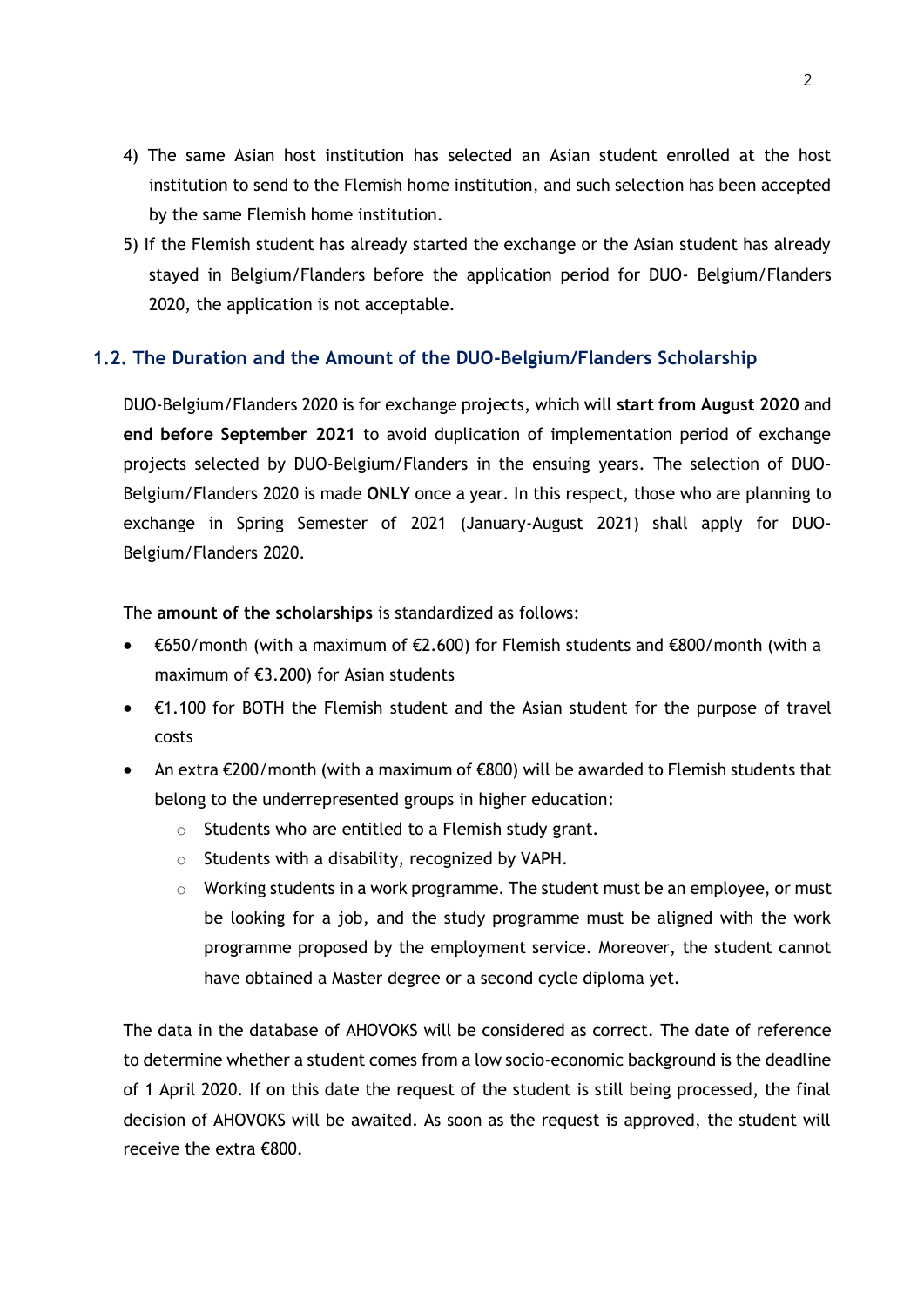4) The same Asian host institution has selected an Asian student enrolled at the host institution to send to the Flemish home institution, and such selection has been accepted by the same Flemish home institution.
5) If the Flemish student has already started the exchange or the Asian student has already stayed in Belgium/Flanders before the application period for DUO- Belgium/Flanders 2020, the application is not acceptable.

### 1.2. The Duration and the Amount of the DUO-Belgium/Flanders Scholarship

DUO-Belgium/Flanders 2020 is for exchange projects, which will **start from August 2020** and **end before September 2021** to avoid duplication of implementation period of exchange projects selected by DUO-Belgium/Flanders in the ensuing years. The selection of DUO-Belgium/Flanders 2020 is made **ONLY** once a year. In this respect, those who are planning to exchange in Spring Semester of 2021 (January-August 2021) shall apply for DUO-Belgium/Flanders 2020.

The **amount of the scholarships** is standardized as follows:

- €650/month (with a maximum of €2.600) for Flemish students and €800/month (with a maximum of €3.200) for Asian students
- €1.100 for BOTH the Flemish student and the Asian student for the purpose of travel costs
- An extra €200/month (with a maximum of €800) will be awarded to Flemish students that belong to the underrepresented groups in higher education:
  - Students who are entitled to a Flemish study grant.
  - Students with a disability, recognized by VAPH.
  - Working students in a work programme. The student must be an employee, or must be looking for a job, and the study programme must be aligned with the work programme proposed by the employment service. Moreover, the student cannot have obtained a Master degree or a second cycle diploma yet.

The data in the database of AHOVOKS will be considered as correct. The date of reference to determine whether a student comes from a low socio-economic background is the deadline of 1 April 2020. If on this date the request of the student is still being processed, the final decision of AHOVOKS will be awaited. As soon as the request is approved, the student will receive the extra €800.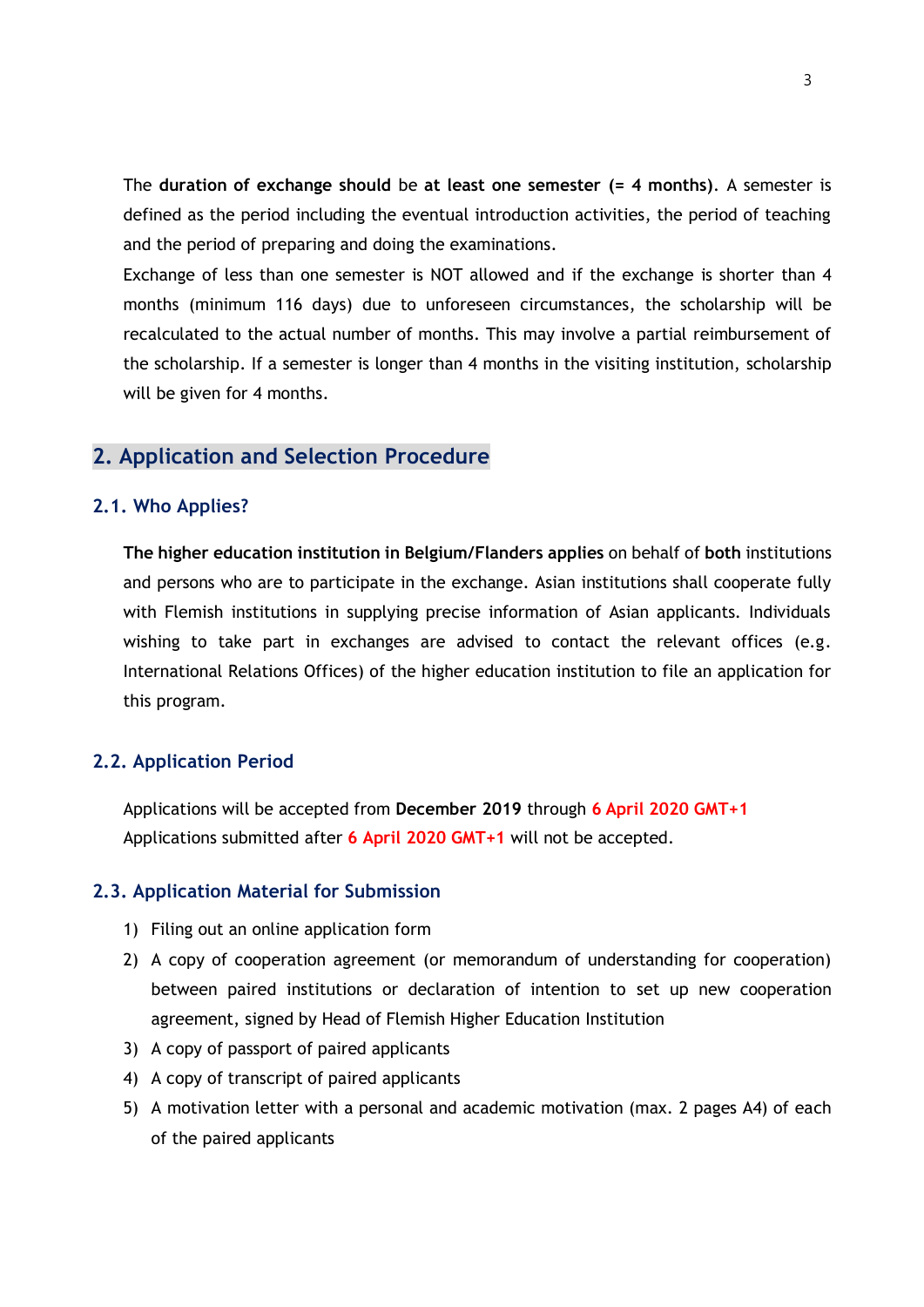The **duration of exchange should** be **at least one semester (= 4 months)**. A semester is defined as the period including the eventual introduction activities, the period of teaching and the period of preparing and doing the examinations.

Exchange of less than one semester is NOT allowed and if the exchange is shorter than 4 months (minimum 116 days) due to unforeseen circumstances, the scholarship will be recalculated to the actual number of months. This may involve a partial reimbursement of the scholarship. If a semester is longer than 4 months in the visiting institution, scholarship will be given for 4 months.

## 2. Application and Selection Procedure

### 2.1. Who Applies?

**The higher education institution in Belgium/Flanders applies** on behalf of **both** institutions and persons who are to participate in the exchange. Asian institutions shall cooperate fully with Flemish institutions in supplying precise information of Asian applicants. Individuals wishing to take part in exchanges are advised to contact the relevant offices (e.g. International Relations Offices) of the higher education institution to file an application for this program.

### 2.2. Application Period

Applications will be accepted from **December 2019** through **6 April 2020 GMT+1**
Applications submitted after **6 April 2020 GMT+1** will not be accepted.

### 2.3. Application Material for Submission

1) Filing out an online application form
2) A copy of cooperation agreement (or memorandum of understanding for cooperation) between paired institutions or declaration of intention to set up new cooperation agreement, signed by Head of Flemish Higher Education Institution
3) A copy of passport of paired applicants
4) A copy of transcript of paired applicants
5) A motivation letter with a personal and academic motivation (max. 2 pages A4) of each of the paired applicants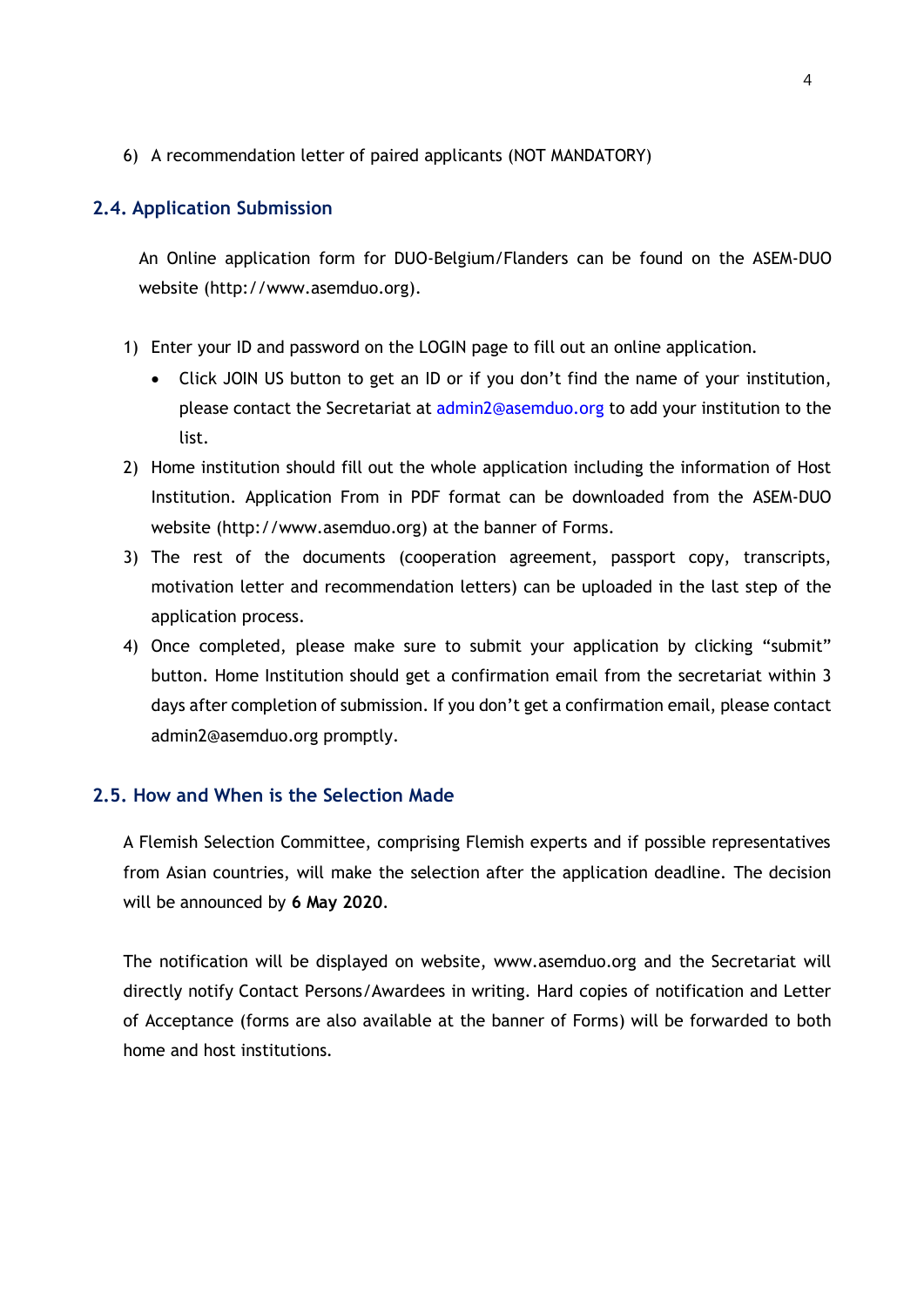6) A recommendation letter of paired applicants (NOT MANDATORY)

### 2.4. Application Submission

An Online application form for DUO-Belgium/Flanders can be found on the ASEM-DUO website (http://www.asemduo.org).

1) Enter your ID and password on the LOGIN page to fill out an online application.
    - Click JOIN US button to get an ID or if you don't find the name of your institution, please contact the Secretariat at admin2@asemduo.org to add your institution to the list.
2) Home institution should fill out the whole application including the information of Host Institution. Application From in PDF format can be downloaded from the ASEM-DUO website (http://www.asemduo.org) at the banner of Forms.
3) The rest of the documents (cooperation agreement, passport copy, transcripts, motivation letter and recommendation letters) can be uploaded in the last step of the application process.
4) Once completed, please make sure to submit your application by clicking "submit" button. Home Institution should get a confirmation email from the secretariat within 3 days after completion of submission. If you don't get a confirmation email, please contact admin2@asemduo.org promptly.

### 2.5. How and When is the Selection Made

A Flemish Selection Committee, comprising Flemish experts and if possible representatives from Asian countries, will make the selection after the application deadline. The decision will be announced by **6 May 2020**.

The notification will be displayed on website, www.asemduo.org and the Secretariat will directly notify Contact Persons/Awardees in writing. Hard copies of notification and Letter of Acceptance (forms are also available at the banner of Forms) will be forwarded to both home and host institutions.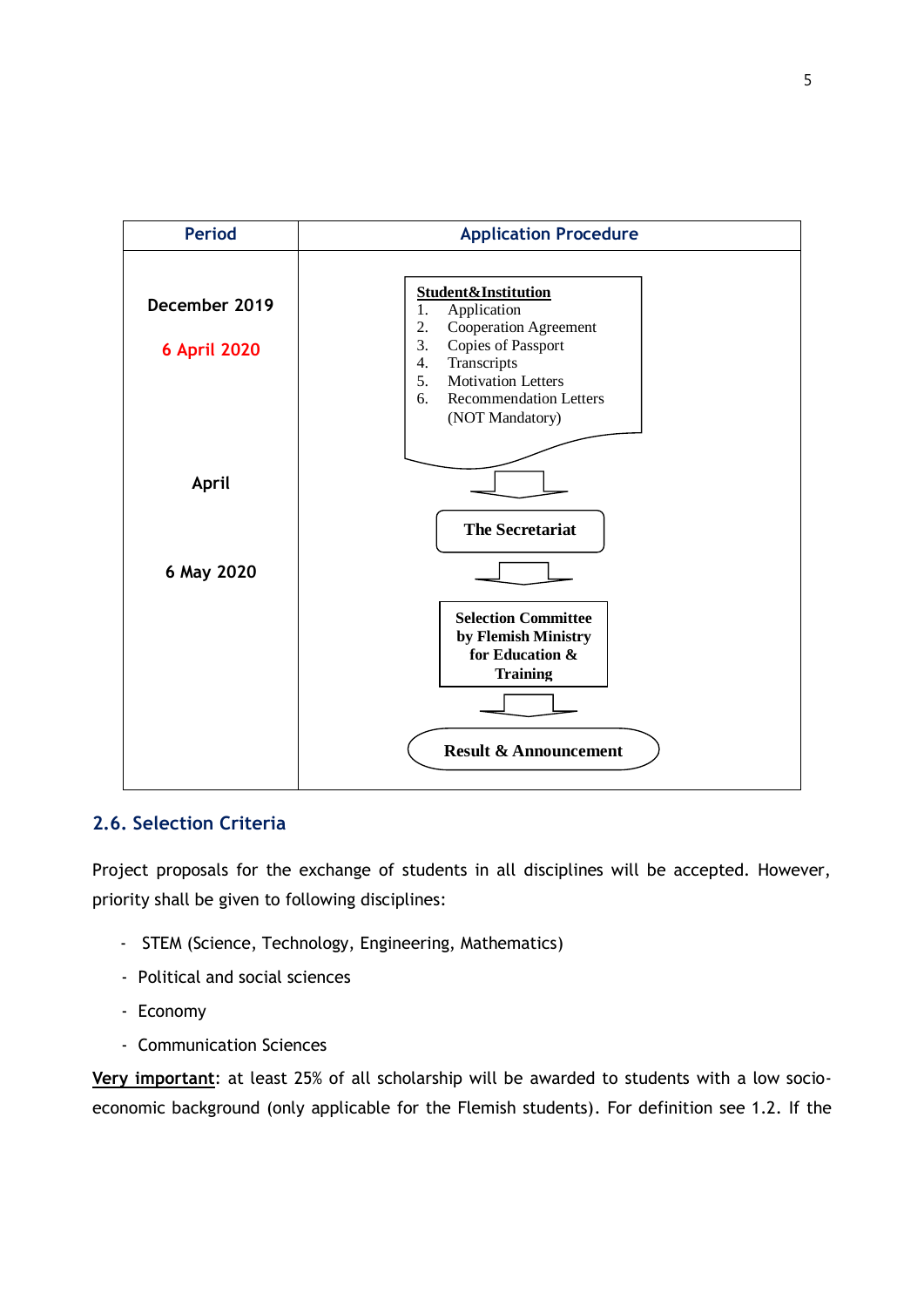| Period | Application Procedure |
|---|---|
| December 2019<br><br>6 April 2020 | **Student&Institution**<br>1. Application<br>2. Cooperation Agreement<br>3. Copies of Passport<br>4. Transcripts<br>5. Motivation Letters<br>6. Recommendation Letters (NOT Mandatory) |
| April | **The Secretariat** |
| 6 May 2020 | **Selection Committee by Flemish Ministry for Education & Training** |
| | **Result & Announcement** |

### 2.6. Selection Criteria

Project proposals for the exchange of students in all disciplines will be accepted. However, priority shall be given to following disciplines:

- STEM (Science, Technology, Engineering, Mathematics)
- Political and social sciences
- Economy
- Communication Sciences

**Very important**: at least 25% of all scholarship will be awarded to students with a low socio-economic background (only applicable for the Flemish students). For definition see 1.2. If the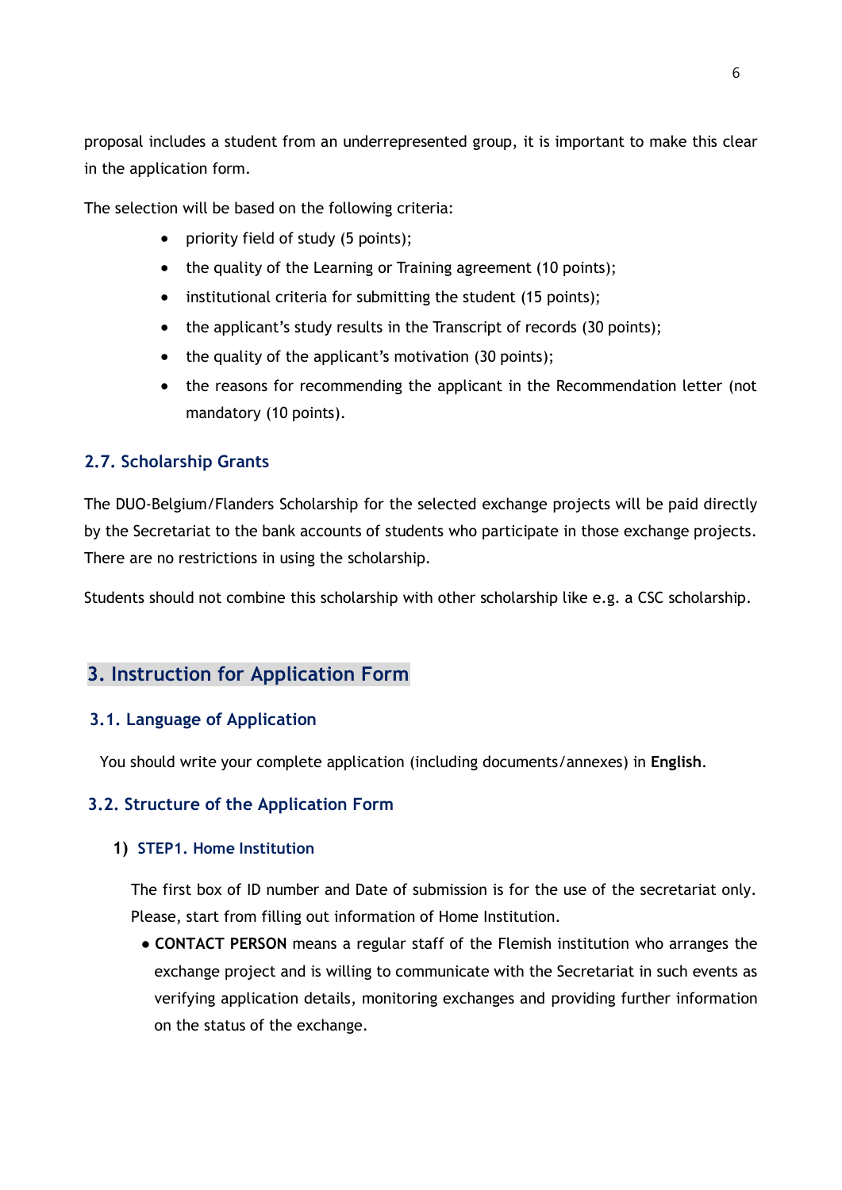proposal includes a student from an underrepresented group, it is important to make this clear in the application form.

The selection will be based on the following criteria:

- priority field of study (5 points);
- the quality of the Learning or Training agreement (10 points);
- institutional criteria for submitting the student (15 points);
- the applicant's study results in the Transcript of records (30 points);
- the quality of the applicant's motivation (30 points);
- the reasons for recommending the applicant in the Recommendation letter (not mandatory (10 points).

### 2.7. Scholarship Grants

The DUO-Belgium/Flanders Scholarship for the selected exchange projects will be paid directly by the Secretariat to the bank accounts of students who participate in those exchange projects. There are no restrictions in using the scholarship.

Students should not combine this scholarship with other scholarship like e.g. a CSC scholarship.

## 3. Instruction for Application Form

### 3.1. Language of Application

You should write your complete application (including documents/annexes) in **English**.

### 3.2. Structure of the Application Form

#### 1) STEP1. Home Institution

The first box of ID number and Date of submission is for the use of the secretariat only. Please, start from filling out information of Home Institution.

- **CONTACT PERSON** means a regular staff of the Flemish institution who arranges the exchange project and is willing to communicate with the Secretariat in such events as verifying application details, monitoring exchanges and providing further information on the status of the exchange.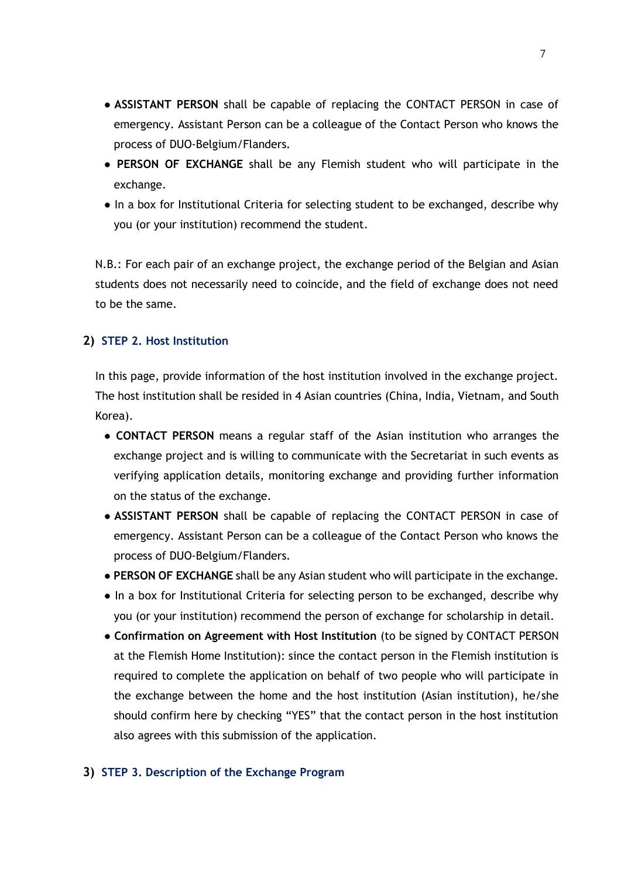- **ASSISTANT PERSON** shall be capable of replacing the CONTACT PERSON in case of emergency. Assistant Person can be a colleague of the Contact Person who knows the process of DUO-Belgium/Flanders.
- **PERSON OF EXCHANGE** shall be any Flemish student who will participate in the exchange.
- In a box for Institutional Criteria for selecting student to be exchanged, describe why you (or your institution) recommend the student.

N.B.: For each pair of an exchange project, the exchange period of the Belgian and Asian students does not necessarily need to coincide, and the field of exchange does not need to be the same.

### 2) STEP 2. Host Institution

In this page, provide information of the host institution involved in the exchange project. The host institution shall be resided in 4 Asian countries (China, India, Vietnam, and South Korea).

- **CONTACT PERSON** means a regular staff of the Asian institution who arranges the exchange project and is willing to communicate with the Secretariat in such events as verifying application details, monitoring exchange and providing further information on the status of the exchange.
- **ASSISTANT PERSON** shall be capable of replacing the CONTACT PERSON in case of emergency. Assistant Person can be a colleague of the Contact Person who knows the process of DUO-Belgium/Flanders.
- **PERSON OF EXCHANGE** shall be any Asian student who will participate in the exchange.
- In a box for Institutional Criteria for selecting person to be exchanged, describe why you (or your institution) recommend the person of exchange for scholarship in detail.
- **Confirmation on Agreement with Host Institution** (to be signed by CONTACT PERSON at the Flemish Home Institution): since the contact person in the Flemish institution is required to complete the application on behalf of two people who will participate in the exchange between the home and the host institution (Asian institution), he/she should confirm here by checking "YES" that the contact person in the host institution also agrees with this submission of the application.

### 3) STEP 3. Description of the Exchange Program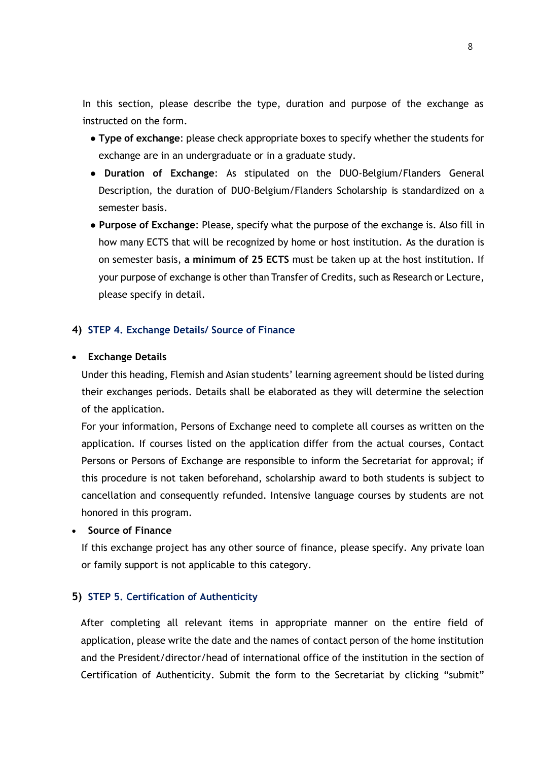In this section, please describe the type, duration and purpose of the exchange as instructed on the form.

- **Type of exchange**: please check appropriate boxes to specify whether the students for exchange are in an undergraduate or in a graduate study.
- **Duration of Exchange**: As stipulated on the DUO-Belgium/Flanders General Description, the duration of DUO-Belgium/Flanders Scholarship is standardized on a semester basis.
- **Purpose of Exchange**: Please, specify what the purpose of the exchange is. Also fill in how many ECTS that will be recognized by home or host institution. As the duration is on semester basis, **a minimum of 25 ECTS** must be taken up at the host institution. If your purpose of exchange is other than Transfer of Credits, such as Research or Lecture, please specify in detail.

## 4) STEP 4. Exchange Details/ Source of Finance

- **Exchange Details**

  Under this heading, Flemish and Asian students' learning agreement should be listed during their exchanges periods. Details shall be elaborated as they will determine the selection of the application.

  For your information, Persons of Exchange need to complete all courses as written on the application. If courses listed on the application differ from the actual courses, Contact Persons or Persons of Exchange are responsible to inform the Secretariat for approval; if this procedure is not taken beforehand, scholarship award to both students is subject to cancellation and consequently refunded. Intensive language courses by students are not honored in this program.

- **Source of Finance**

  If this exchange project has any other source of finance, please specify. Any private loan or family support is not applicable to this category.

## 5) STEP 5. Certification of Authenticity

After completing all relevant items in appropriate manner on the entire field of application, please write the date and the names of contact person of the home institution and the President/director/head of international office of the institution in the section of Certification of Authenticity. Submit the form to the Secretariat by clicking "submit"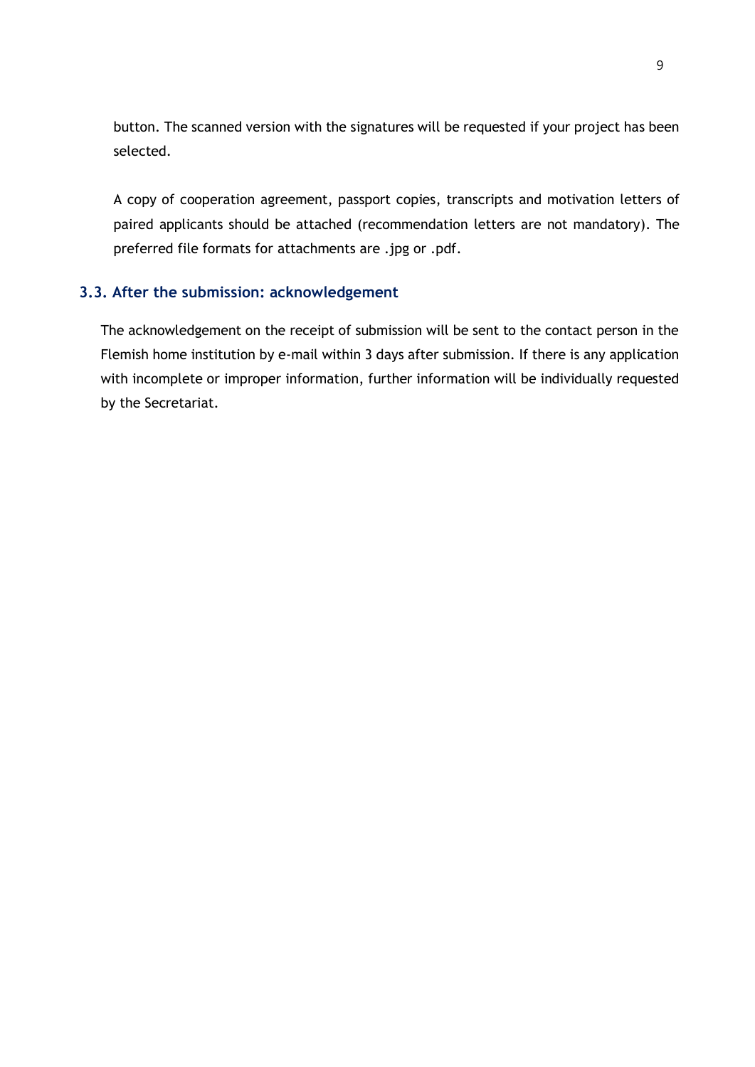button. The scanned version with the signatures will be requested if your project has been selected.

A copy of cooperation agreement, passport copies, transcripts and motivation letters of paired applicants should be attached (recommendation letters are not mandatory). The preferred file formats for attachments are .jpg or .pdf.

### 3.3. After the submission: acknowledgement

The acknowledgement on the receipt of submission will be sent to the contact person in the Flemish home institution by e-mail within 3 days after submission. If there is any application with incomplete or improper information, further information will be individually requested by the Secretariat.